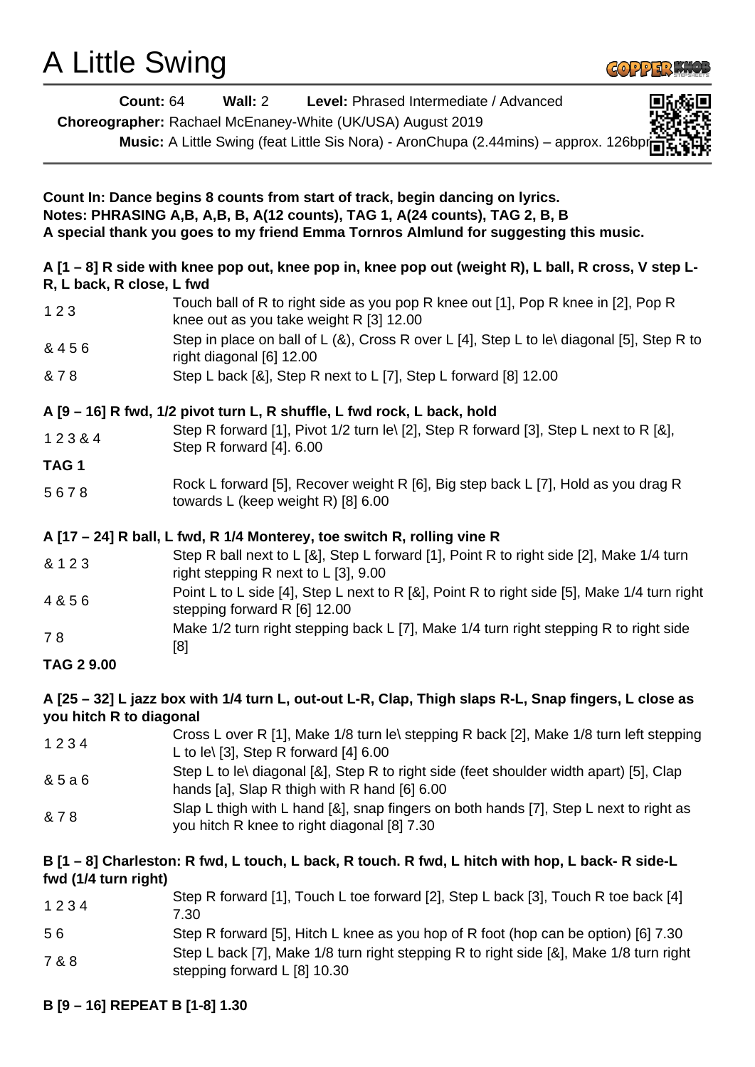# A Little Swing

**Count:** 64 **Wall:** 2 **Level:** Phrased Intermediate / Advanced

**Choreographer:** Rachael McEnaney-White (UK/USA) August 2019

**Music:** A Little Swing (feat Little Sis Nora) - AronChupa (2.44mins) – approx. 126bpm

**Count In: Dance begins 8 counts from start of track, begin dancing on lyrics.**
**Notes: PHRASING A,B, A,B, B, A(12 counts), TAG 1, A(24 counts), TAG 2, B, B**
**A special thank you goes to my friend Emma Tornros Almlund for suggesting this music.**

**A [1 – 8] R side with knee pop out, knee pop in, knee pop out (weight R), L ball, R cross, V step L-R, L back, R close, L fwd**

| | |
|---|---|
| 1 2 3 | Touch ball of R to right side as you pop R knee out [1], Pop R knee in [2], Pop R knee out as you take weight R [3] 12.00 |
| & 4 5 6 | Step in place on ball of L (&), Cross R over L [4], Step L to le\ diagonal [5], Step R to right diagonal [6] 12.00 |
| & 7 8 | Step L back [&], Step R next to L [7], Step L forward [8] 12.00 |

**A [9 – 16] R fwd, 1/2 pivot turn L, R shuffle, L fwd rock, L back, hold**

| | |
|---|---|
| 1 2 3 & 4 | Step R forward [1], Pivot 1/2 turn le\ [2], Step R forward [3], Step L next to R [&], Step R forward [4]. 6.00 |
| **TAG 1** | |
| 5 6 7 8 | Rock L forward [5], Recover weight R [6], Big step back L [7], Hold as you drag R towards L (keep weight R) [8] 6.00 |

**A [17 – 24] R ball, L fwd, R 1/4 Monterey, toe switch R, rolling vine R**

| | |
|---|---|
| & 1 2 3 | Step R ball next to L [&], Step L forward [1], Point R to right side [2], Make 1/4 turn right stepping R next to L [3], 9.00 |
| 4 & 5 6 | Point L to L side [4], Step L next to R [&], Point R to right side [5], Make 1/4 turn right stepping forward R [6] 12.00 |
| 7 8 | Make 1/2 turn right stepping back L [7], Make 1/4 turn right stepping R to right side [8] |
| **TAG 2 9.00** | |

**A [25 – 32] L jazz box with 1/4 turn L, out-out L-R, Clap, Thigh slaps R-L, Snap fingers, L close as you hitch R to diagonal**

| | |
|---|---|
| 1 2 3 4 | Cross L over R [1], Make 1/8 turn le\ stepping R back [2], Make 1/8 turn left stepping L to le\ [3], Step R forward [4] 6.00 |
| & 5 a 6 | Step L to le\ diagonal [&], Step R to right side (feet shoulder width apart) [5], Clap hands [a], Slap R thigh with R hand [6] 6.00 |
| & 7 8 | Slap L thigh with L hand [&], snap fingers on both hands [7], Step L next to right as you hitch R knee to right diagonal [8] 7.30 |

**B [1 – 8] Charleston: R fwd, L touch, L back, R touch. R fwd, L hitch with hop, L back- R side-L fwd (1/4 turn right)**

| | |
|---|---|
| 1 2 3 4 | Step R forward [1], Touch L toe forward [2], Step L back [3], Touch R toe back [4] 7.30 |
| 5 6 | Step R forward [5], Hitch L knee as you hop of R foot (hop can be option) [6] 7.30 |
| 7 & 8 | Step L back [7], Make 1/8 turn right stepping R to right side [&], Make 1/8 turn right stepping forward L [8] 10.30 |

**B [9 – 16] REPEAT B [1-8] 1.30**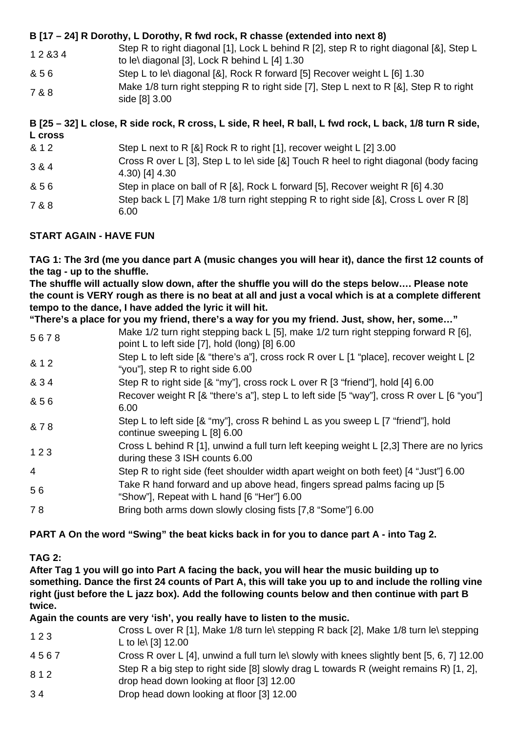**B [17 – 24] R Dorothy, L Dorothy, R fwd rock, R chasse (extended into next 8)**

| | |
|---|---|
| 1 2 &3 4 | Step R to right diagonal [1], Lock L behind R [2], step R to right diagonal [&], Step L to le\ diagonal [3], Lock R behind L [4] 1.30 |
| & 5 6 | Step L to le\ diagonal [&], Rock R forward [5] Recover weight L [6] 1.30 |
| 7 & 8 | Make 1/8 turn right stepping R to right side [7], Step L next to R [&], Step R to right side [8] 3.00 |

**B [25 – 32] L close, R side rock, R cross, L side, R heel, R ball, L fwd rock, L back, 1/8 turn R side, L cross**

| | |
|---|---|
| & 1 2 | Step L next to R [&] Rock R to right [1], recover weight L [2] 3.00 |
| 3 & 4 | Cross R over L [3], Step L to le\ side [&] Touch R heel to right diagonal (body facing 4.30) [4] 4.30 |
| & 5 6 | Step in place on ball of R [&], Rock L forward [5], Recover weight R [6] 4.30 |
| 7 & 8 | Step back L [7] Make 1/8 turn right stepping R to right side [&], Cross L over R [8] 6.00 |

**START AGAIN - HAVE FUN**

**TAG 1: The 3rd (me you dance part A (music changes you will hear it), dance the first 12 counts of the tag - up to the shuffle.**
**The shuffle will actually slow down, after the shuffle you will do the steps below…. Please note the count is VERY rough as there is no beat at all and just a vocal which is at a complete different tempo to the dance, I have added the lyric it will hit.**
**"There's a place for you my friend, there's a way for you my friend. Just, show, her, some…"**

| | |
|---|---|
| 5 6 7 8 | Make 1/2 turn right stepping back L [5], make 1/2 turn right stepping forward R [6], point L to left side [7], hold (long) [8] 6.00 |
| & 1 2 | Step L to left side [& "there's a"], cross rock R over L [1 "place], recover weight L [2 "you"], step R to right side 6.00 |
| & 3 4 | Step R to right side [& "my"], cross rock L over R [3 "friend"], hold [4] 6.00 |
| & 5 6 | Recover weight R [& "there's a"], step L to left side [5 "way"], cross R over L [6 "you"] 6.00 |
| & 7 8 | Step L to left side [& "my"], cross R behind L as you sweep L [7 "friend"], hold continue sweeping L [8] 6.00 |
| 1 2 3 | Cross L behind R [1], unwind a full turn left keeping weight L [2,3] There are no lyrics during these 3 ISH counts 6.00 |
| 4 | Step R to right side (feet shoulder width apart weight on both feet) [4 "Just"] 6.00 |
| 5 6 | Take R hand forward and up above head, fingers spread palms facing up [5 "Show"], Repeat with L hand [6 "Her"] 6.00 |
| 7 8 | Bring both arms down slowly closing fists [7,8 "Some"] 6.00 |

**PART A On the word "Swing" the beat kicks back in for you to dance part A - into Tag 2.**

**TAG 2:**
**After Tag 1 you will go into Part A facing the back, you will hear the music building up to something. Dance the first 24 counts of Part A, this will take you up to and include the rolling vine right (just before the L jazz box). Add the following counts below and then continue with part B twice.**
**Again the counts are very 'ish', you really have to listen to the music.**

| | |
|---|---|
| 1 2 3 | Cross L over R [1], Make 1/8 turn le\ stepping R back [2], Make 1/8 turn le\ stepping L to le\ [3] 12.00 |
| 4 5 6 7 | Cross R over L [4], unwind a full turn le\ slowly with knees slightly bent [5, 6, 7] 12.00 |
| 8 1 2 | Step R a big step to right side [8] slowly drag L towards R (weight remains R) [1, 2], drop head down looking at floor [3] 12.00 |
| 3 4 | Drop head down looking at floor [3] 12.00 |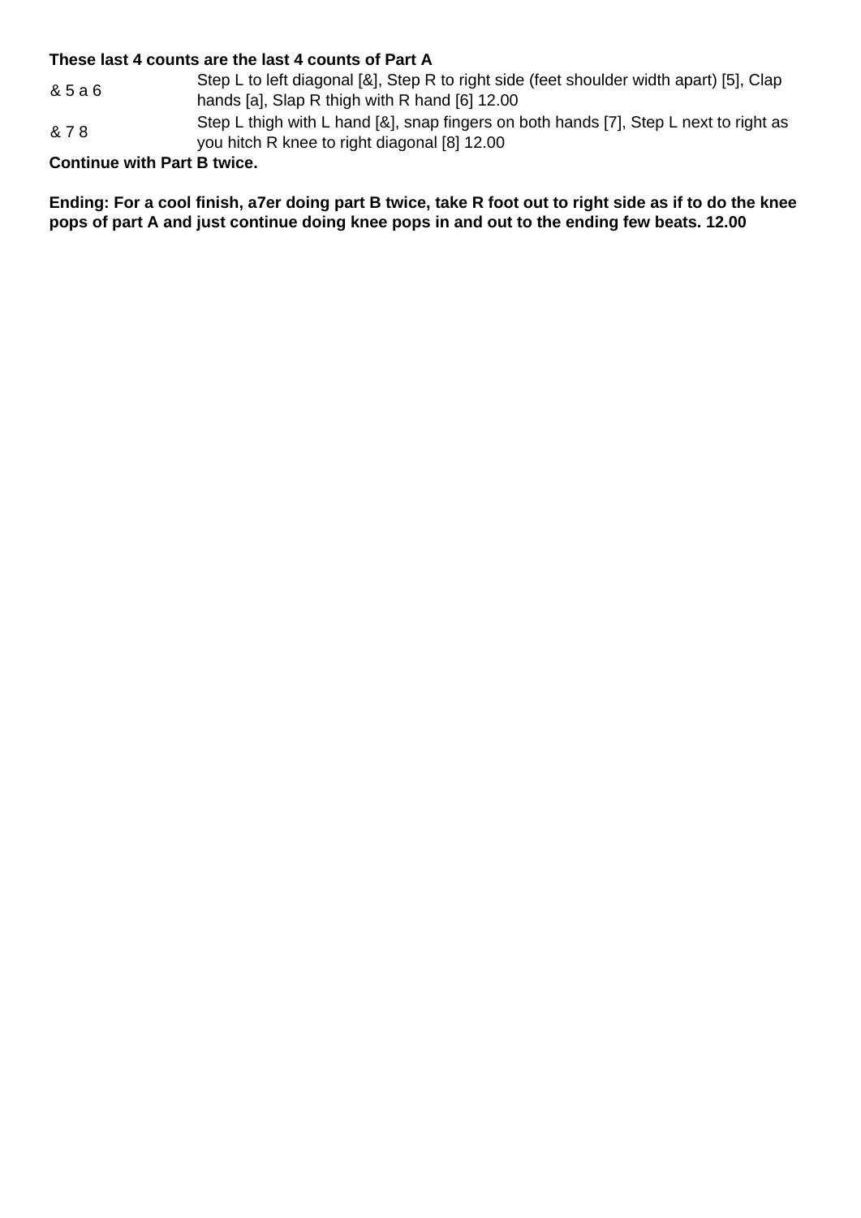**These last 4 counts are the last 4 counts of Part A**

| | |
|---|---|
| & 5 a 6 | Step L to left diagonal [&], Step R to right side (feet shoulder width apart) [5], Clap hands [a], Slap R thigh with R hand [6] 12.00 |
| & 7 8 | Step L thigh with L hand [&], snap fingers on both hands [7], Step L next to right as you hitch R knee to right diagonal [8] 12.00 |

**Continue with Part B twice.**

**Ending: For a cool finish, a7er doing part B twice, take R foot out to right side as if to do the knee pops of part A and just continue doing knee pops in and out to the ending few beats. 12.00**